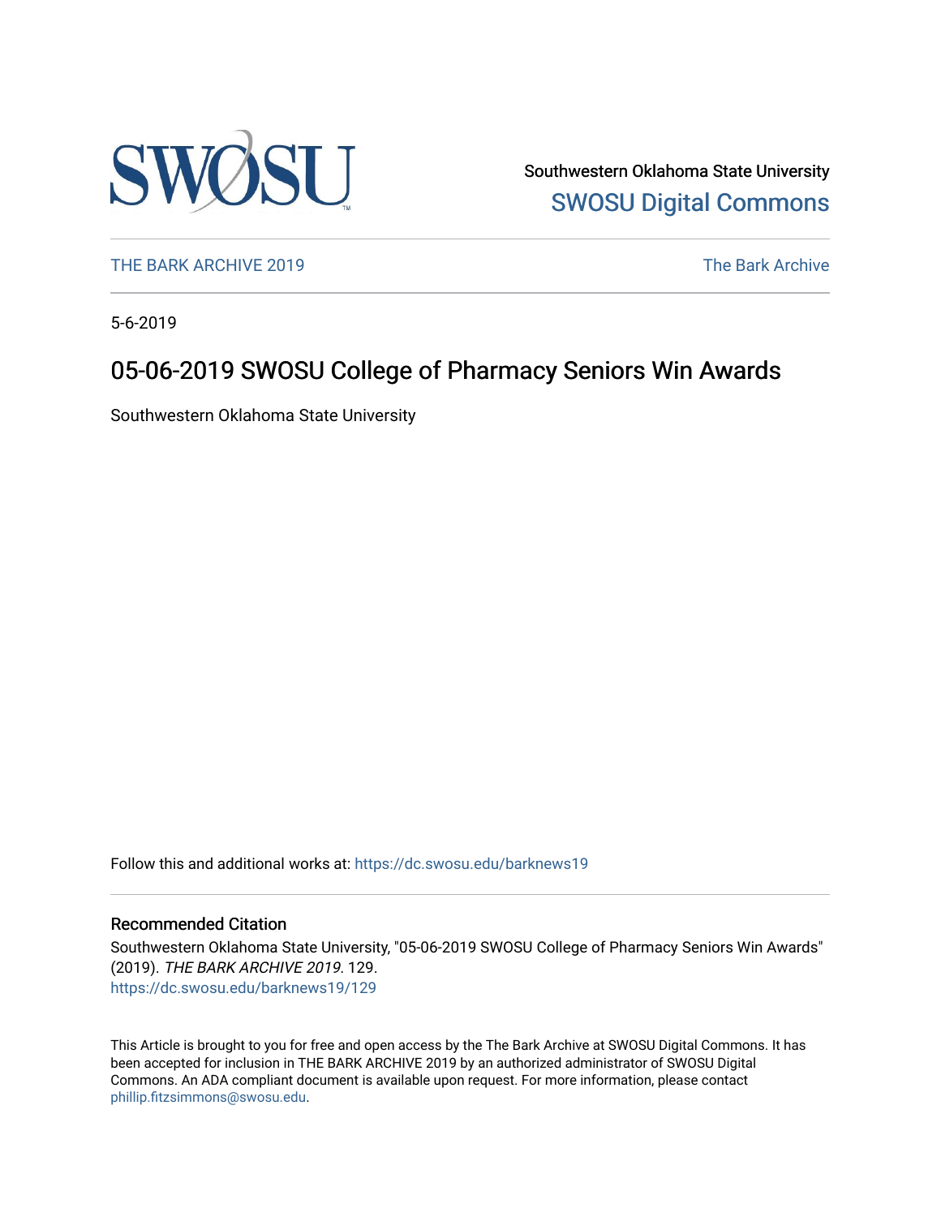Southwestern Oklahoma State University

SWOSU Digital Commons

THE BARK ARCHIVE 2019

The Bark Archive

5-6-2019

# 05-06-2019 SWOSU College of Pharmacy Seniors Win Awards

Southwestern Oklahoma State University

Follow this and additional works at: https://dc.swosu.edu/barknews19

## Recommended Citation

Southwestern Oklahoma State University, "05-06-2019 SWOSU College of Pharmacy Seniors Win Awards" (2019). *THE BARK ARCHIVE 2019*. 129.
https://dc.swosu.edu/barknews19/129

This Article is brought to you for free and open access by the The Bark Archive at SWOSU Digital Commons. It has been accepted for inclusion in THE BARK ARCHIVE 2019 by an authorized administrator of SWOSU Digital Commons. An ADA compliant document is available upon request. For more information, please contact phillip.fitzsimmons@swosu.edu.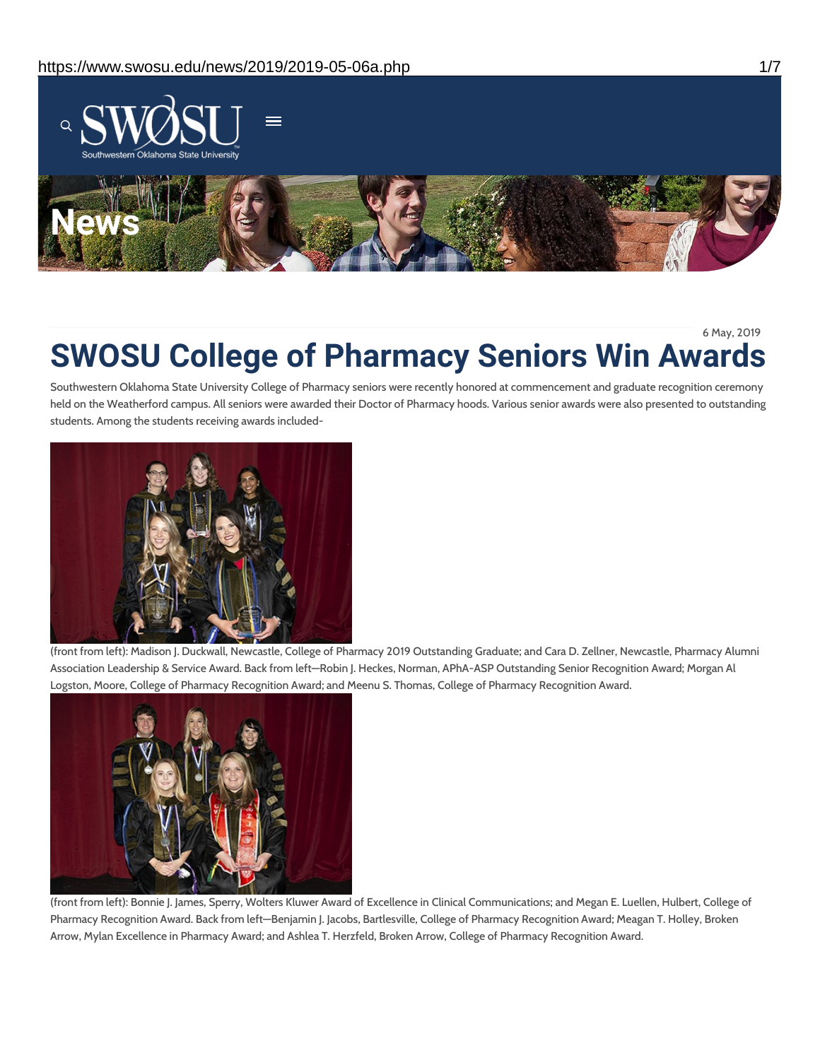6 May, 2019

# SWOSU College of Pharmacy Seniors Win Awards

Southwestern Oklahoma State University College of Pharmacy seniors were recently honored at commencement and graduate recognition ceremony held on the Weatherford campus. All seniors were awarded their Doctor of Pharmacy hoods. Various senior awards were also presented to outstanding students. Among the students receiving awards included-

(front from left): Madison J. Duckwall, Newcastle, College of Pharmacy 2019 Outstanding Graduate; and Cara D. Zellner, Newcastle, Pharmacy Alumni Association Leadership & Service Award. Back from left—Robin J. Heckes, Norman, APhA-ASP Outstanding Senior Recognition Award; Morgan Al Logston, Moore, College of Pharmacy Recognition Award; and Meenu S. Thomas, College of Pharmacy Recognition Award.

(front from left): Bonnie J. James, Sperry, Wolters Kluwer Award of Excellence in Clinical Communications; and Megan E. Luellen, Hulbert, College of Pharmacy Recognition Award. Back from left—Benjamin J. Jacobs, Bartlesville, College of Pharmacy Recognition Award; Meagan T. Holley, Broken Arrow, Mylan Excellence in Pharmacy Award; and Ashlea T. Herzfeld, Broken Arrow, College of Pharmacy Recognition Award.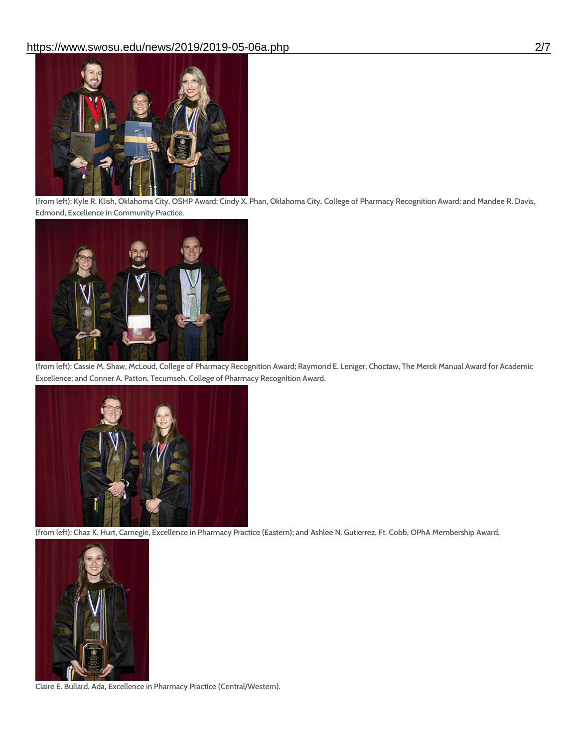(from left): Kyle R. Klish, Oklahoma City, OSHP Award; Cindy X. Phan, Oklahoma City, College of Pharmacy Recognition Award; and Mandee R. Davis, Edmond, Excellence in Community Practice.

(from left): Cassie M. Shaw, McLoud, College of Pharmacy Recognition Award; Raymond E. Leniger, Choctaw, The Merck Manual Award for Academic Excellence; and Conner A. Patton, Tecumseh, College of Pharmacy Recognition Award.

(from left): Chaz K. Hurt, Carnegie, Excellence in Pharmacy Practice (Eastern); and Ashlee N. Gutierrez, Ft. Cobb, OPhA Membership Award.

Claire E. Bullard, Ada, Excellence in Pharmacy Practice (Central/Western).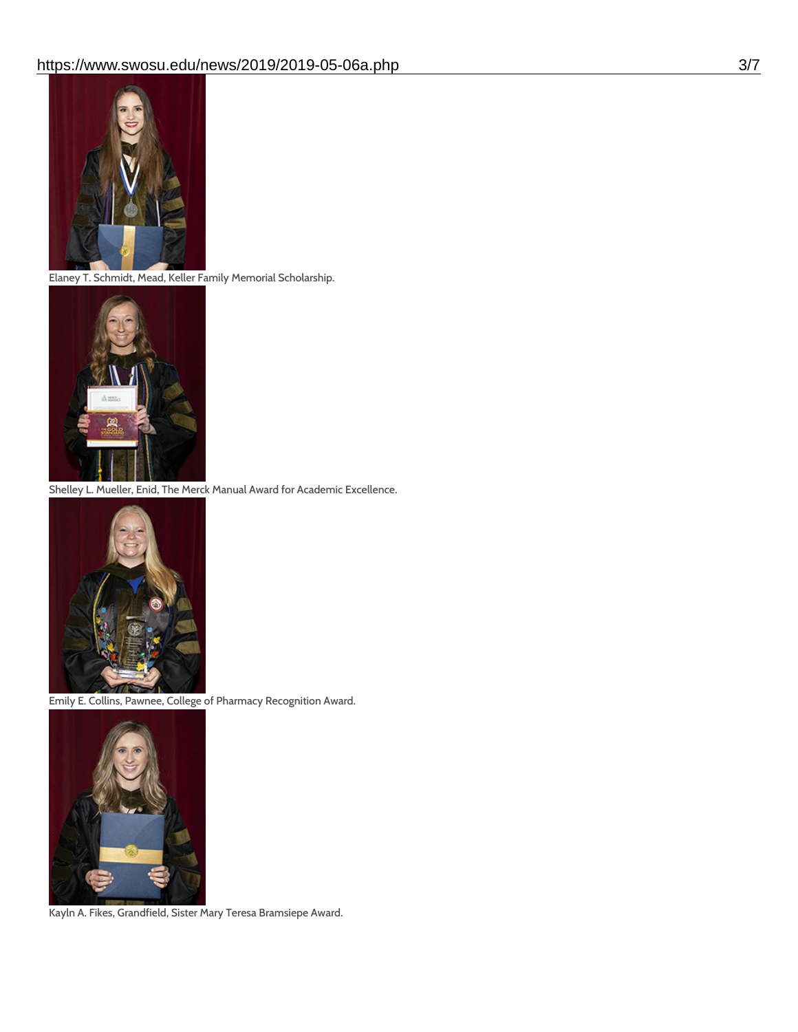Elaney T. Schmidt, Mead, Keller Family Memorial Scholarship.

Shelley L. Mueller, Enid, The Merck Manual Award for Academic Excellence.

Emily E. Collins, Pawnee, College of Pharmacy Recognition Award.

Kayln A. Fikes, Grandfield, Sister Mary Teresa Bramsiepe Award.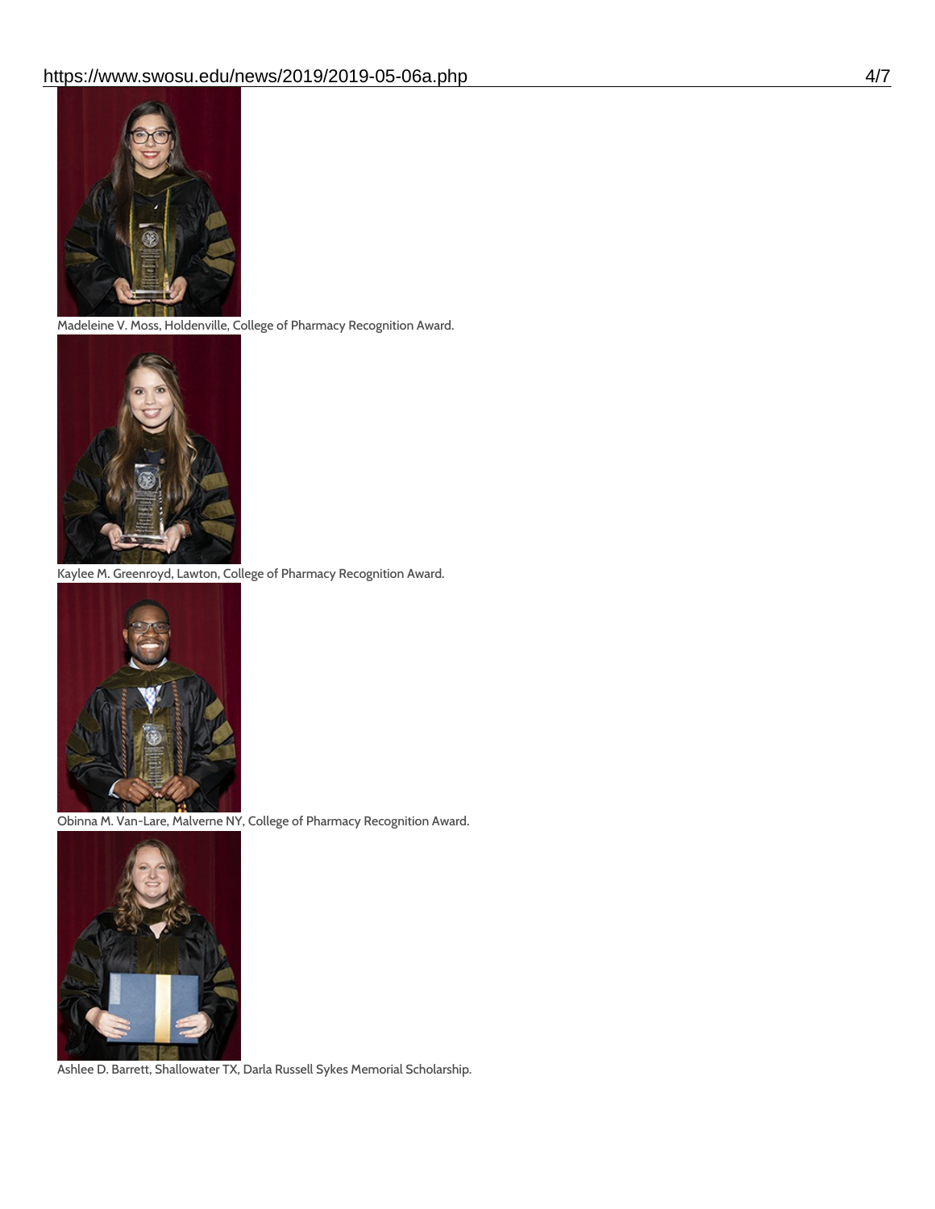Madeleine V. Moss, Holdenville, College of Pharmacy Recognition Award.

Kaylee M. Greenroyd, Lawton, College of Pharmacy Recognition Award.

Obinna M. Van-Lare, Malverne NY, College of Pharmacy Recognition Award.

Ashlee D. Barrett, Shallowater TX, Darla Russell Sykes Memorial Scholarship.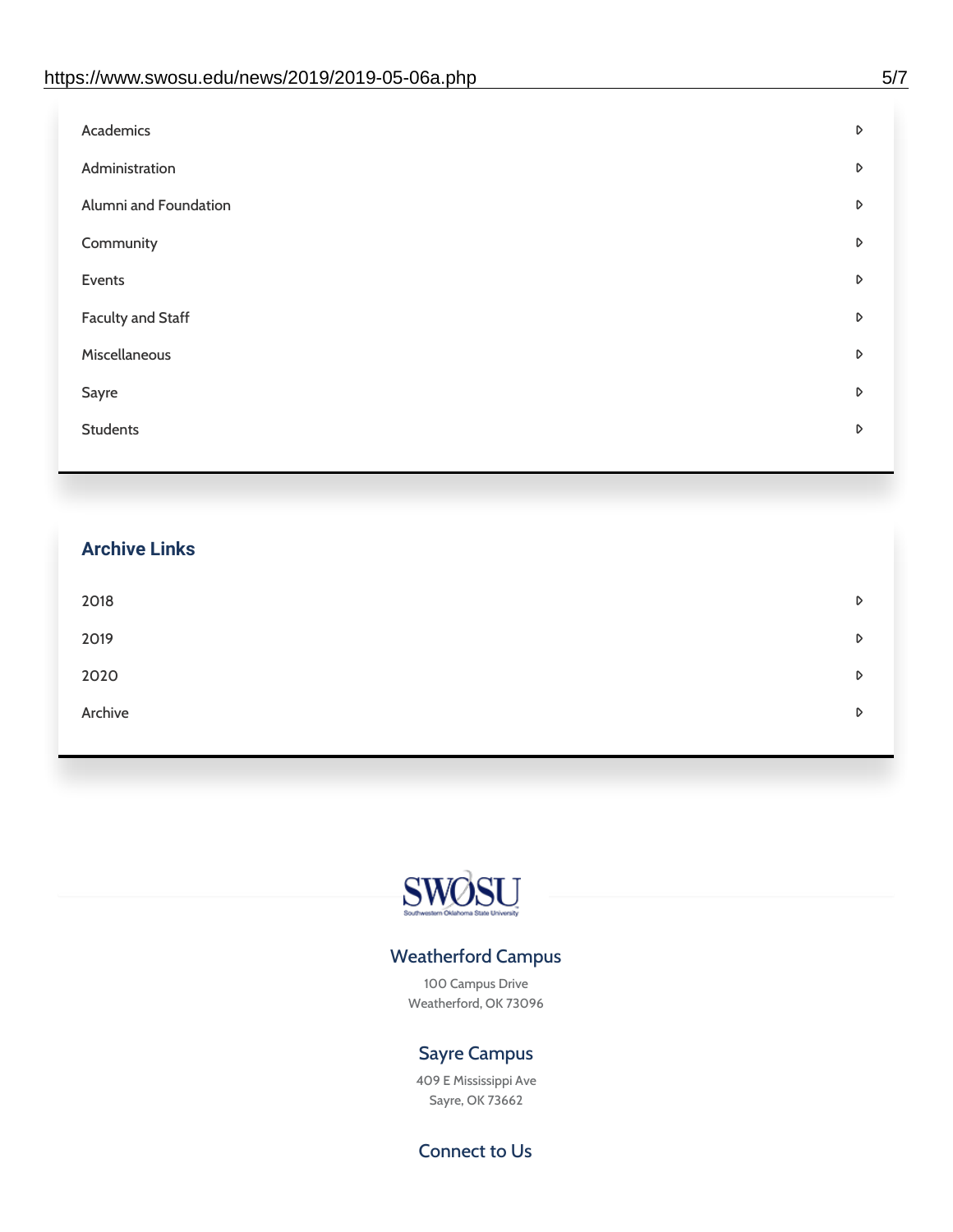- Academics
- Administration
- Alumni and Foundation
- Community
- Events
- Faculty and Staff
- Miscellaneous
- Sayre
- Students

## Archive Links

- 2018
- 2019
- 2020
- Archive

SWOSU
Southwestern Oklahoma State University

### Weatherford Campus

100 Campus Drive
Weatherford, OK 73096

### Sayre Campus

409 E Mississippi Ave
Sayre, OK 73662

### Connect to Us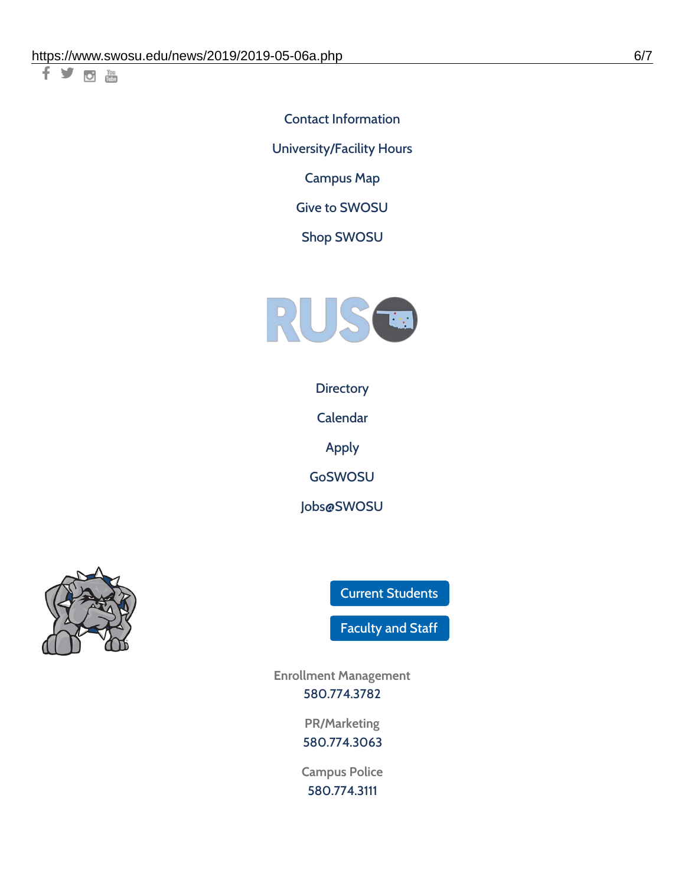Contact Information

University/Facility Hours

Campus Map

Give to SWOSU

Shop SWOSU

Directory

Calendar

Apply

GoSWOSU

Jobs@SWOSU

Current Students

Faculty and Staff

Enrollment Management
580.774.3782

PR/Marketing
580.774.3063

Campus Police
580.774.3111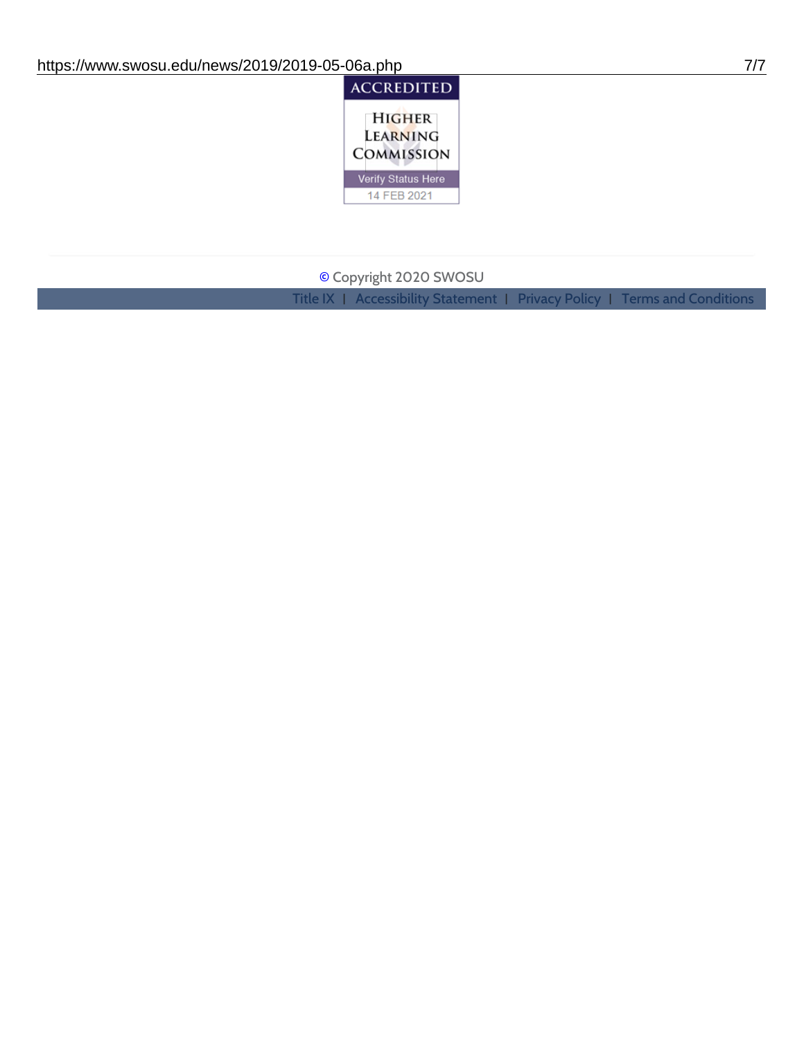ACCREDITED

HIGHER LEARNING COMMISSION

Verify Status Here

14 FEB 2021

© Copyright 2020 SWOSU

Title IX | Accessibility Statement | Privacy Policy | Terms and Conditions